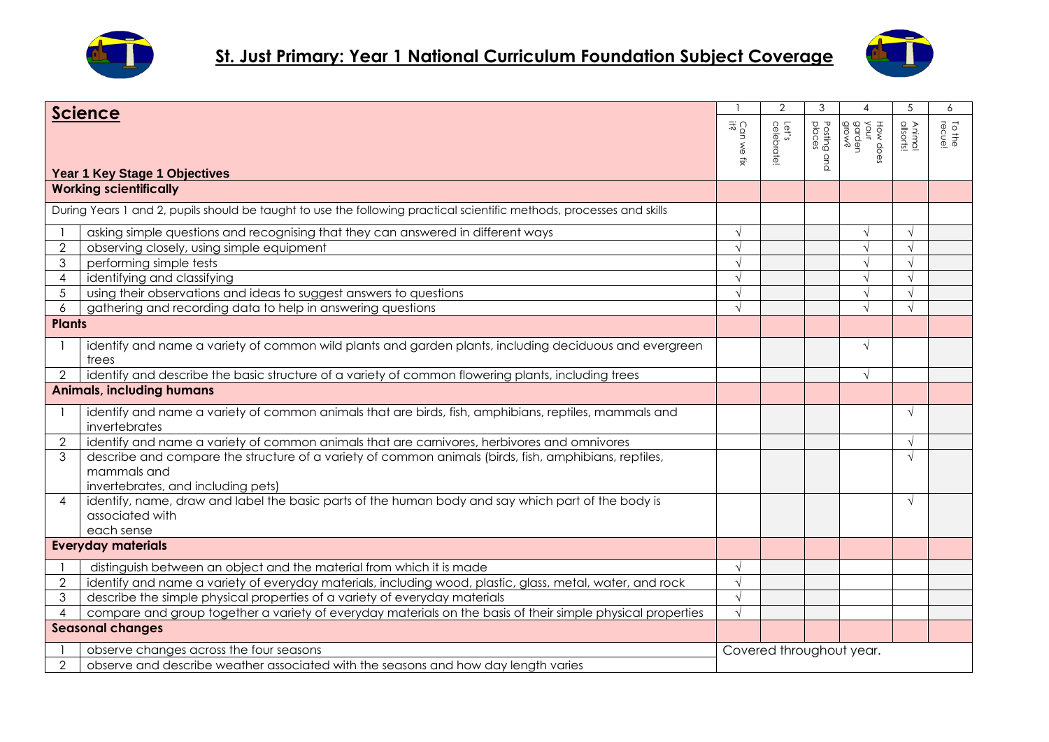# St. Just Primary: Year 1 National Curriculum Foundation Subject Coverage

| **Science** | | 1 | 2 | 3 | 4 | 5 | 6 |
|---|---|---|---|---|---|---|---|
| **Year 1 Key Stage 1 Objectives** | | Can we fix it? | Let's celebrate! | Posting and places | How does your garden grow? | Animal allsorts! | To the recue! |
| **Working scientifically** | | | | | | | |
| During Years 1 and 2, pupils should be taught to use the following practical scientific methods, processes and skills | | | | | | | |
| 1 | asking simple questions and recognising that they can answered in different ways | √ | | | √ | √ | |
| 2 | observing closely, using simple equipment | √ | | | √ | √ | |
| 3 | performing simple tests | √ | | | √ | √ | |
| 4 | identifying and classifying | √ | | | √ | √ | |
| 5 | using their observations and ideas to suggest answers to questions | √ | | | √ | √ | |
| 6 | gathering and recording data to help in answering questions | √ | | | √ | √ | |
| **Plants** | | | | | | | |
| 1 | identify and name a variety of common wild plants and garden plants, including deciduous and evergreen trees | | | | √ | | |
| 2 | identify and describe the basic structure of a variety of common flowering plants, including trees | | | | √ | | |
| **Animals, including humans** | | | | | | | |
| 1 | identify and name a variety of common animals that are birds, fish, amphibians, reptiles, mammals and invertebrates | | | | | √ | |
| 2 | identify and name a variety of common animals that are carnivores, herbivores and omnivores | | | | | √ | |
| 3 | describe and compare the structure of a variety of common animals (birds, fish, amphibians, reptiles, mammals and invertebrates, and including pets) | | | | | √ | |
| 4 | identify, name, draw and label the basic parts of the human body and say which part of the body is associated with each sense | | | | | √ | |
| **Everyday materials** | | | | | | | |
| 1 | distinguish between an object and the material from which it is made | √ | | | | | |
| 2 | identify and name a variety of everyday materials, including wood, plastic, glass, metal, water, and rock | √ | | | | | |
| 3 | describe the simple physical properties of a variety of everyday materials | √ | | | | | |
| 4 | compare and group together a variety of everyday materials on the basis of their simple physical properties | √ | | | | | |
| **Seasonal changes** | | | | | | | |
| 1 | observe changes across the four seasons | Covered throughout year. | | | | | |
| 2 | observe and describe weather associated with the seasons and how day length varies | | | | | | |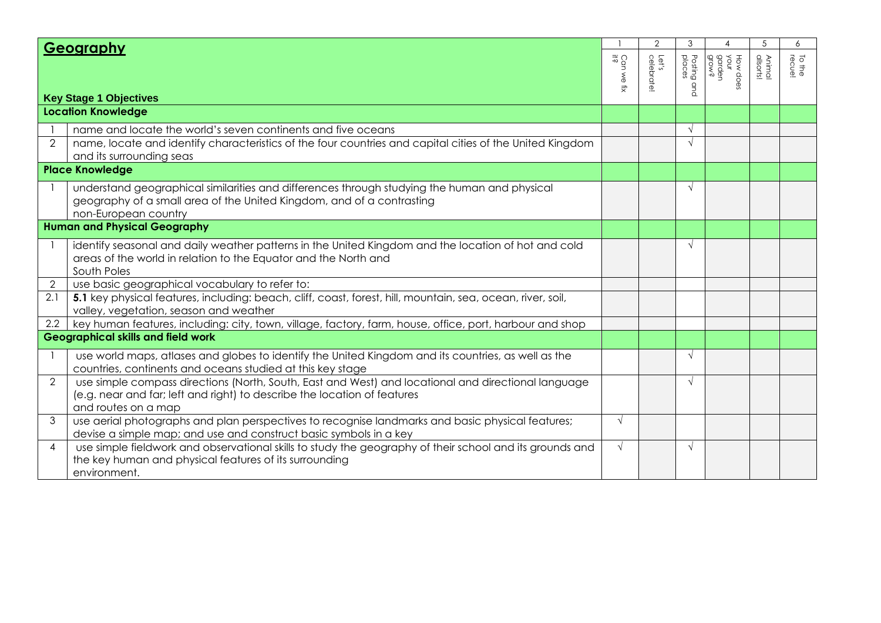| | Geography / Key Stage 1 Objectives | 1 Can we fix it? | 2 Let's celebrate! | 3 Posting and places | 4 How does your garden grow? | 5 Animal allsorts! | 6 To the recue! |
|---|---|---|---|---|---|---|---|
| **Location Knowledge** | | | | | | | |
| 1 | name and locate the world's seven continents and five oceans | | | √ | | | |
| 2 | name, locate and identify characteristics of the four countries and capital cities of the United Kingdom and its surrounding seas | | | √ | | | |
| **Place Knowledge** | | | | | | | |
| 1 | understand geographical similarities and differences through studying the human and physical geography of a small area of the United Kingdom, and of a contrasting non-European country | | | √ | | | |
| **Human and Physical Geography** | | | | | | | |
| 1 | identify seasonal and daily weather patterns in the United Kingdom and the location of hot and cold areas of the world in relation to the Equator and the North and South Poles | | | √ | | | |
| 2 | use basic geographical vocabulary to refer to: | | | | | | |
| 2.1 | **5.1** key physical features, including: beach, cliff, coast, forest, hill, mountain, sea, ocean, river, soil, valley, vegetation, season and weather | | | | | | |
| 2.2 | key human features, including: city, town, village, factory, farm, house, office, port, harbour and shop | | | | | | |
| **Geographical skills and field work** | | | | | | | |
| 1 | use world maps, atlases and globes to identify the United Kingdom and its countries, as well as the countries, continents and oceans studied at this key stage | | | √ | | | |
| 2 | use simple compass directions (North, South, East and West) and locational and directional language (e.g. near and far; left and right) to describe the location of features and routes on a map | | | √ | | | |
| 3 | use aerial photographs and plan perspectives to recognise landmarks and basic physical features; devise a simple map; and use and construct basic symbols in a key | √ | | | | | |
| 4 | use simple fieldwork and observational skills to study the geography of their school and its grounds and the key human and physical features of its surrounding environment. | √ | | √ | | | |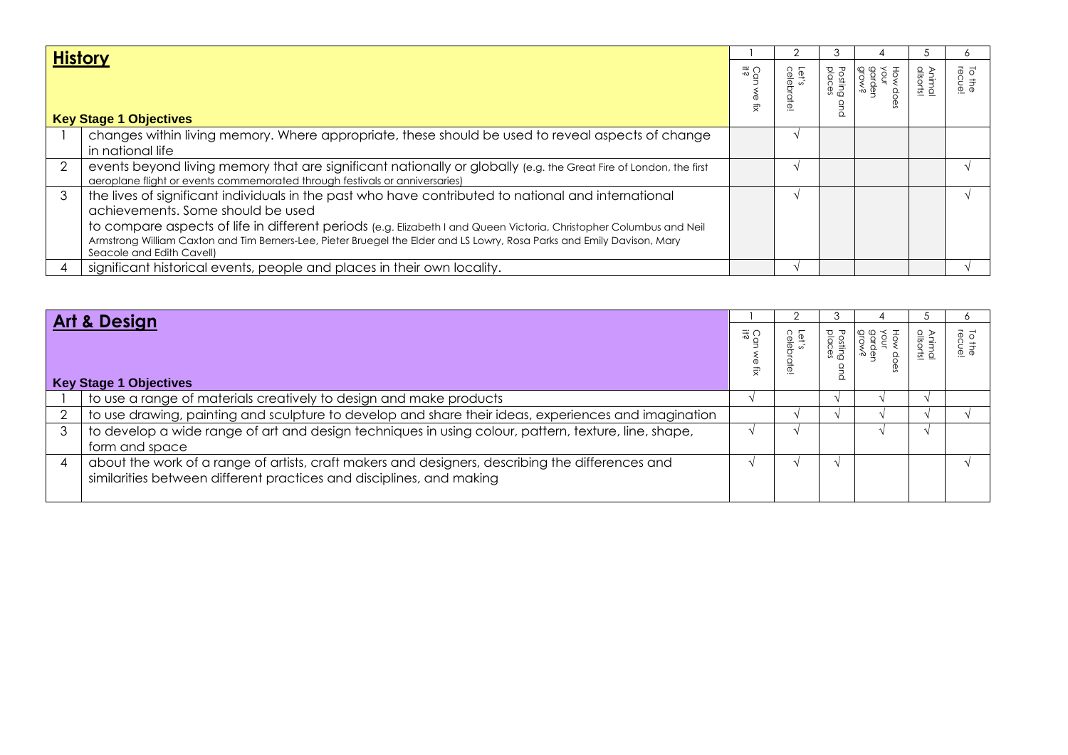| **History** | | 1 | 2 | 3 | 4 | 5 | 6 |
|---|---|---|---|---|---|---|---|
| **Key Stage 1 Objectives** | | Can we fix it? | Let's celebrate! | Posting and places | How does your garden grow? | Animal allsorts! | To the recue! |
| 1 | changes within living memory. Where appropriate, these should be used to reveal aspects of change in national life | | √ | | | | |
| 2 | events beyond living memory that are significant nationally or globally (e.g. the Great Fire of London, the first aeroplane flight or events commemorated through festivals or anniversaries) | | √ | | | | √ |
| 3 | the lives of significant individuals in the past who have contributed to national and international achievements. Some should be used to compare aspects of life in different periods (e.g. Elizabeth I and Queen Victoria, Christopher Columbus and Neil Armstrong William Caxton and Tim Berners-Lee, Pieter Bruegel the Elder and LS Lowry, Rosa Parks and Emily Davison, Mary Seacole and Edith Cavell) | | √ | | | | √ |
| 4 | significant historical events, people and places in their own locality. | | √ | | | | √ |

| **Art & Design** | | 1 | 2 | 3 | 4 | 5 | 6 |
|---|---|---|---|---|---|---|---|
| **Key Stage 1 Objectives** | | Can we fix it? | Let's celebrate! | Posting and places | How does your garden grow? | Animal allsorts! | To the recue! |
| 1 | to use a range of materials creatively to design and make products | √ | | √ | √ | √ | |
| 2 | to use drawing, painting and sculpture to develop and share their ideas, experiences and imagination | | √ | √ | √ | √ | √ |
| 3 | to develop a wide range of art and design techniques in using colour, pattern, texture, line, shape, form and space | √ | √ | | √ | √ | |
| 4 | about the work of a range of artists, craft makers and designers, describing the differences and similarities between different practices and disciplines, and making | √ | √ | √ | | | √ |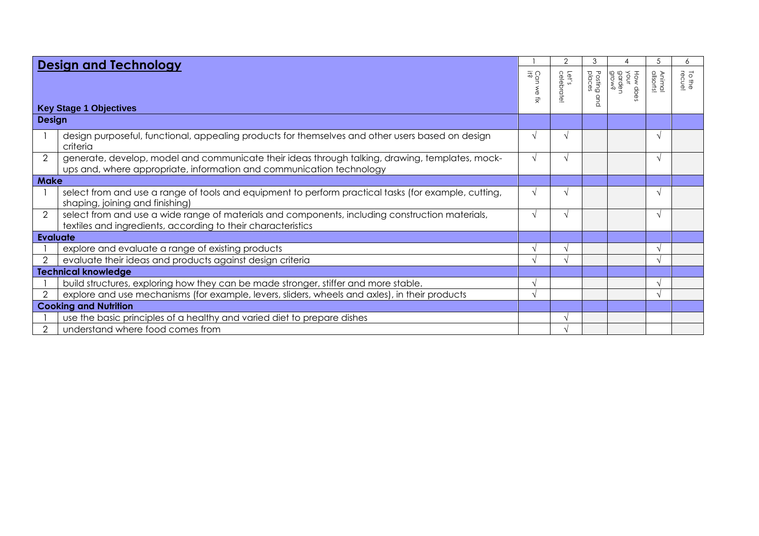| **Design and Technology** | | 1 | 2 | 3 | 4 | 5 | 6 |
|---|---|---|---|---|---|---|---|
| **Key Stage 1 Objectives** | | Can we fix it? | Let's celebrate! | Posting and places | How does your garden grow? | Animal allsorts! | To the recue! |
| **Design** | | | | | | | |
| 1 | design purposeful, functional, appealing products for themselves and other users based on design criteria | √ | √ | | | √ | |
| 2 | generate, develop, model and communicate their ideas through talking, drawing, templates, mock-ups and, where appropriate, information and communication technology | √ | √ | | | √ | |
| **Make** | | | | | | | |
| 1 | select from and use a range of tools and equipment to perform practical tasks (for example, cutting, shaping, joining and finishing) | √ | √ | | | √ | |
| 2 | select from and use a wide range of materials and components, including construction materials, textiles and ingredients, according to their characteristics | √ | √ | | | √ | |
| **Evaluate** | | | | | | | |
| 1 | explore and evaluate a range of existing products | √ | √ | | | √ | |
| 2 | evaluate their ideas and products against design criteria | √ | √ | | | √ | |
| **Technical knowledge** | | | | | | | |
| 1 | build structures, exploring how they can be made stronger, stiffer and more stable. | √ | | | | √ | |
| 2 | explore and use mechanisms (for example, levers, sliders, wheels and axles), in their products | √ | | | | √ | |
| **Cooking and Nutrition** | | | | | | | |
| 1 | use the basic principles of a healthy and varied diet to prepare dishes | | √ | | | | |
| 2 | understand where food comes from | | √ | | | | |